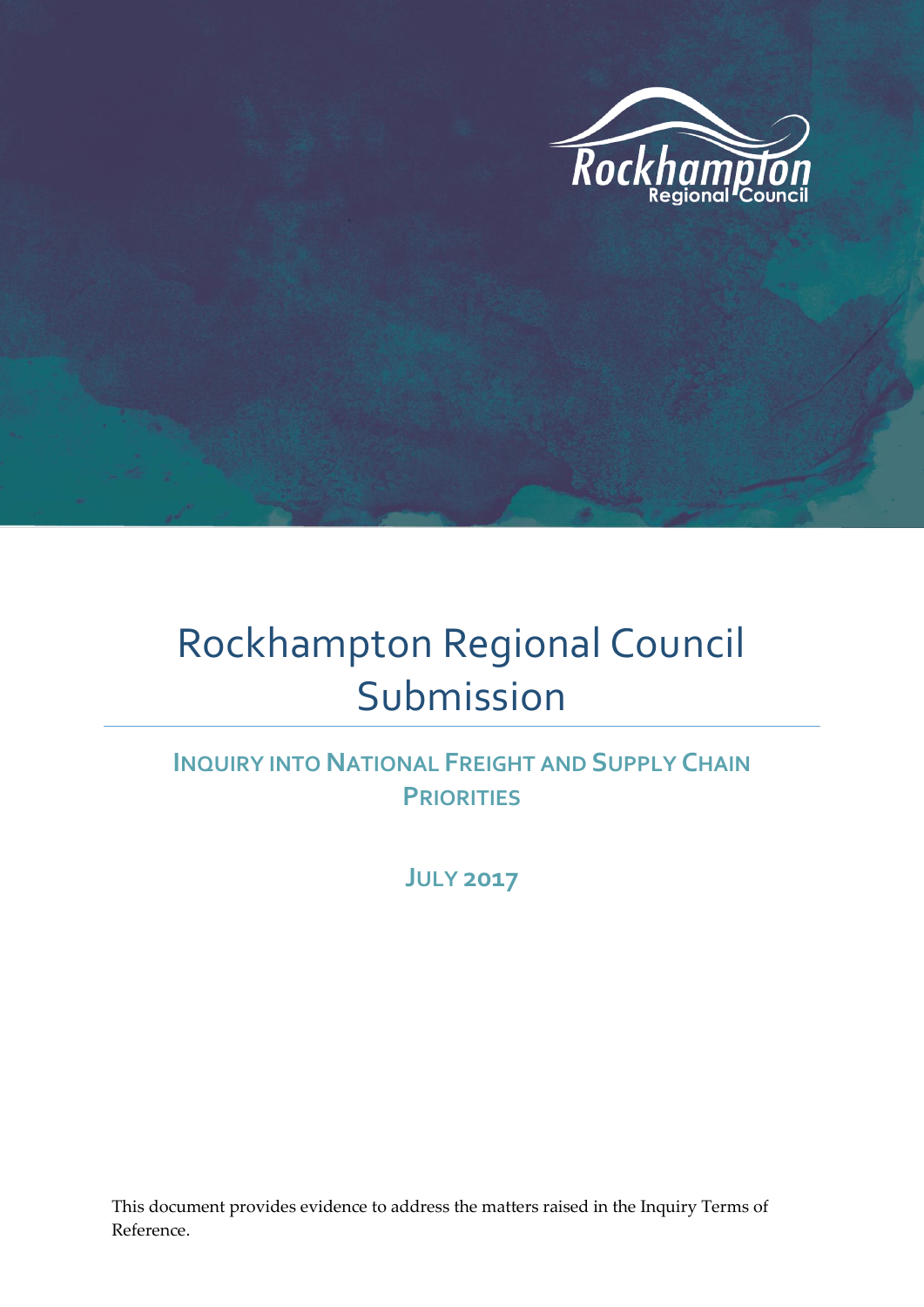# Rockhampton Regional Council Submission

## INQUIRY INTO NATIONAL FREIGHT AND SUPPLY CHAIN PRIORITIES

### JULY 2017

This document provides evidence to address the matters raised in the Inquiry Terms of Reference.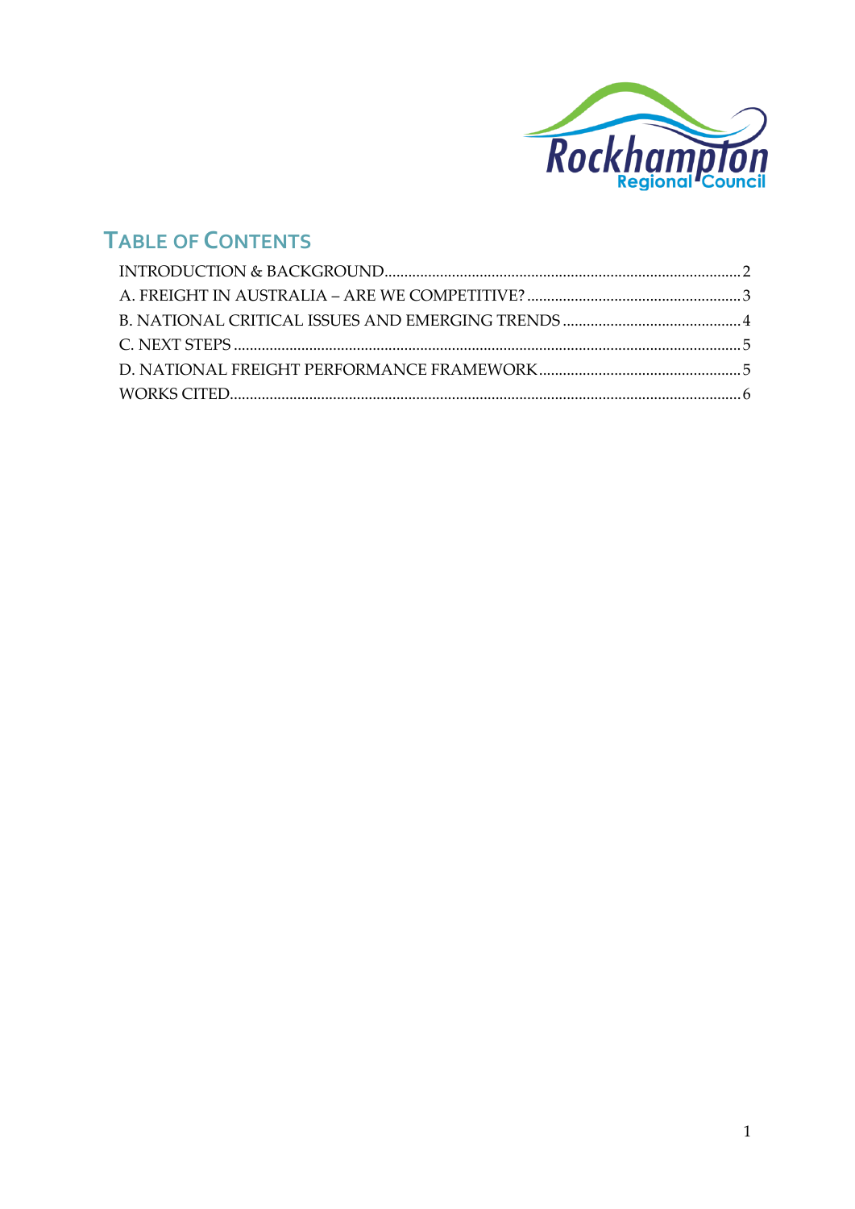# TABLE OF CONTENTS

INTRODUCTION & BACKGROUND.....2
A. FREIGHT IN AUSTRALIA – ARE WE COMPETITIVE?.....3
B. NATIONAL CRITICAL ISSUES AND EMERGING TRENDS.....4
C. NEXT STEPS.....5
D. NATIONAL FREIGHT PERFORMANCE FRAMEWORK.....5
WORKS CITED.....6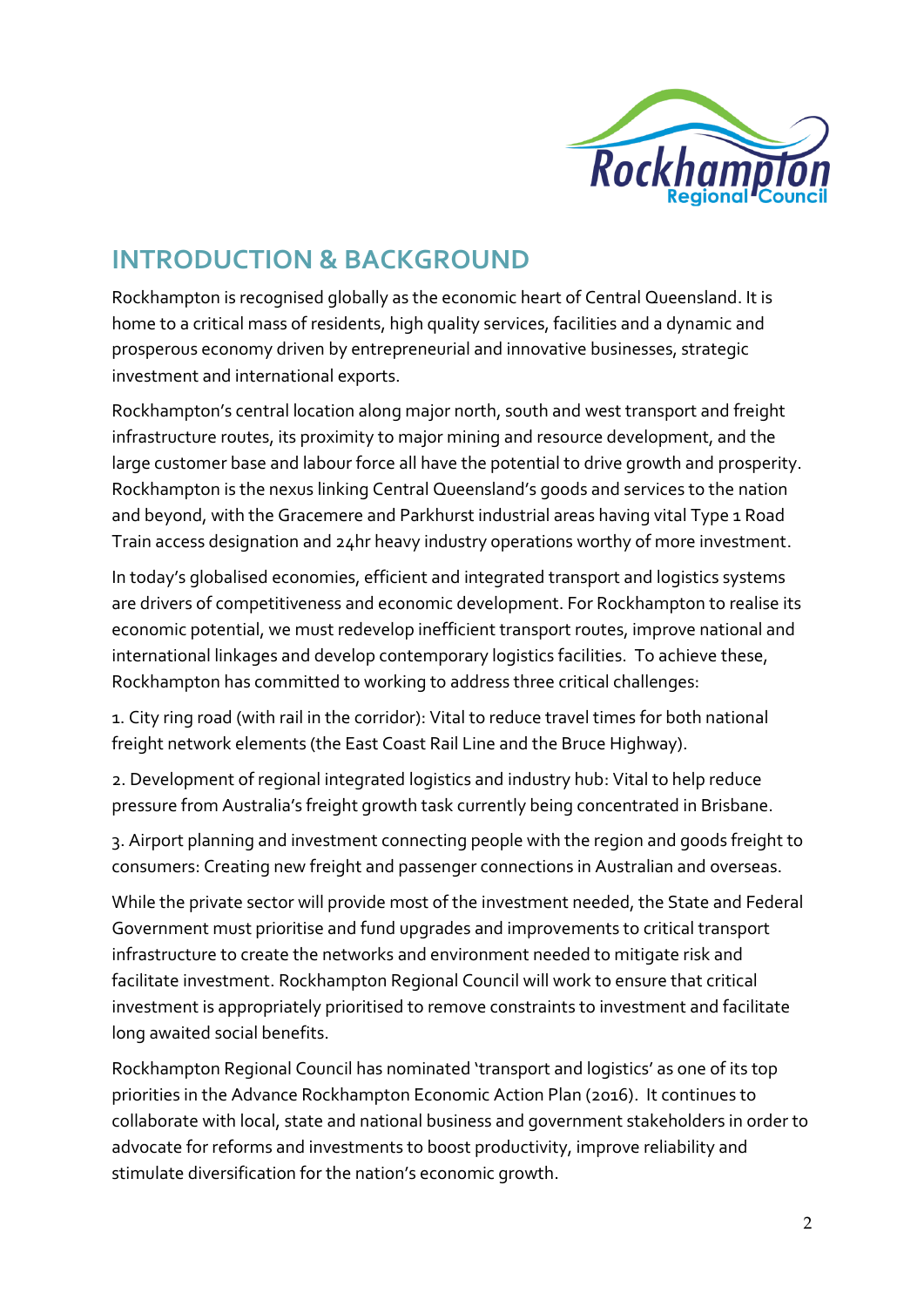## INTRODUCTION & BACKGROUND

Rockhampton is recognised globally as the economic heart of Central Queensland. It is home to a critical mass of residents, high quality services, facilities and a dynamic and prosperous economy driven by entrepreneurial and innovative businesses, strategic investment and international exports.

Rockhampton's central location along major north, south and west transport and freight infrastructure routes, its proximity to major mining and resource development, and the large customer base and labour force all have the potential to drive growth and prosperity. Rockhampton is the nexus linking Central Queensland's goods and services to the nation and beyond, with the Gracemere and Parkhurst industrial areas having vital Type 1 Road Train access designation and 24hr heavy industry operations worthy of more investment.

In today's globalised economies, efficient and integrated transport and logistics systems are drivers of competitiveness and economic development. For Rockhampton to realise its economic potential, we must redevelop inefficient transport routes, improve national and international linkages and develop contemporary logistics facilities. To achieve these, Rockhampton has committed to working to address three critical challenges:

1. City ring road (with rail in the corridor): Vital to reduce travel times for both national freight network elements (the East Coast Rail Line and the Bruce Highway).

2. Development of regional integrated logistics and industry hub: Vital to help reduce pressure from Australia's freight growth task currently being concentrated in Brisbane.

3. Airport planning and investment connecting people with the region and goods freight to consumers: Creating new freight and passenger connections in Australian and overseas.

While the private sector will provide most of the investment needed, the State and Federal Government must prioritise and fund upgrades and improvements to critical transport infrastructure to create the networks and environment needed to mitigate risk and facilitate investment. Rockhampton Regional Council will work to ensure that critical investment is appropriately prioritised to remove constraints to investment and facilitate long awaited social benefits.

Rockhampton Regional Council has nominated 'transport and logistics' as one of its top priorities in the Advance Rockhampton Economic Action Plan (2016). It continues to collaborate with local, state and national business and government stakeholders in order to advocate for reforms and investments to boost productivity, improve reliability and stimulate diversification for the nation's economic growth.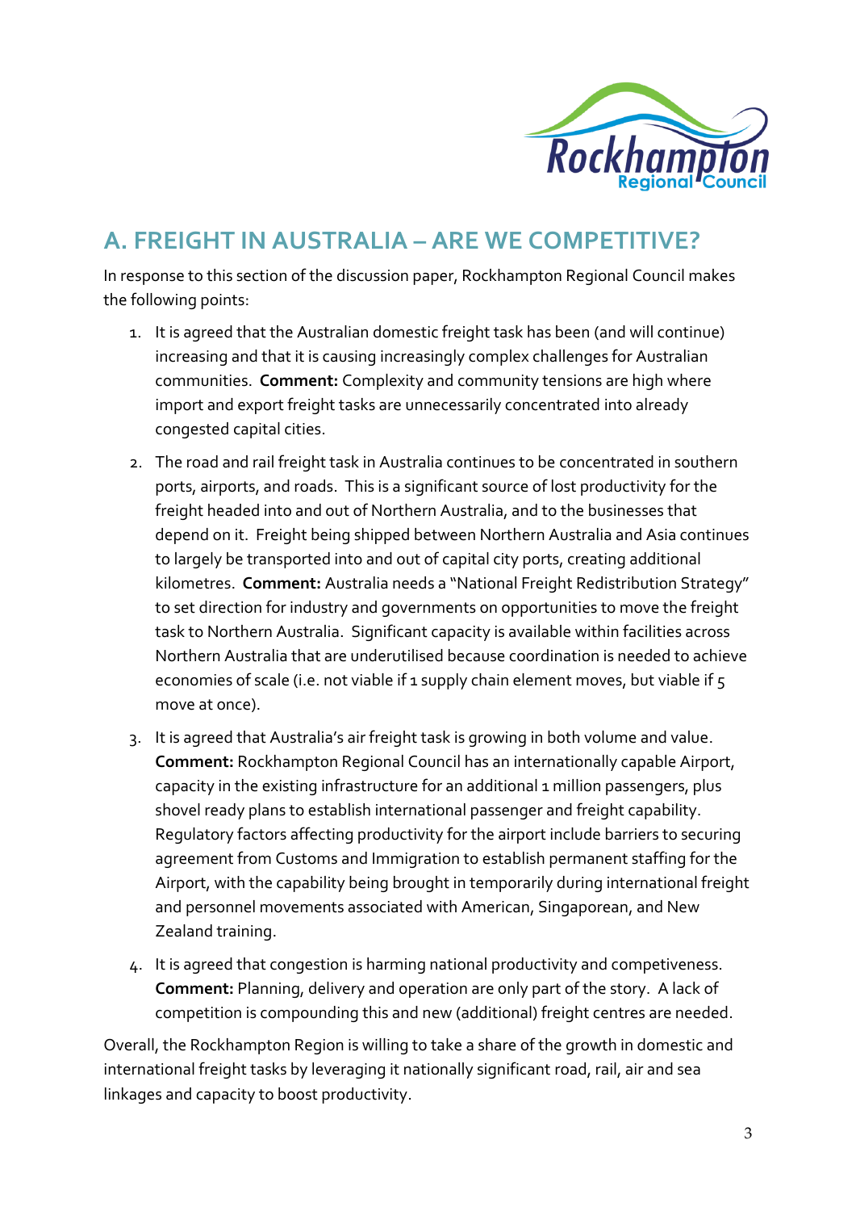## A. FREIGHT IN AUSTRALIA – ARE WE COMPETITIVE?

In response to this section of the discussion paper, Rockhampton Regional Council makes the following points:

1. It is agreed that the Australian domestic freight task has been (and will continue) increasing and that it is causing increasingly complex challenges for Australian communities. **Comment:** Complexity and community tensions are high where import and export freight tasks are unnecessarily concentrated into already congested capital cities.
2. The road and rail freight task in Australia continues to be concentrated in southern ports, airports, and roads. This is a significant source of lost productivity for the freight headed into and out of Northern Australia, and to the businesses that depend on it. Freight being shipped between Northern Australia and Asia continues to largely be transported into and out of capital city ports, creating additional kilometres. **Comment:** Australia needs a "National Freight Redistribution Strategy" to set direction for industry and governments on opportunities to move the freight task to Northern Australia. Significant capacity is available within facilities across Northern Australia that are underutilised because coordination is needed to achieve economies of scale (i.e. not viable if 1 supply chain element moves, but viable if 5 move at once).
3. It is agreed that Australia's air freight task is growing in both volume and value. **Comment:** Rockhampton Regional Council has an internationally capable Airport, capacity in the existing infrastructure for an additional 1 million passengers, plus shovel ready plans to establish international passenger and freight capability. Regulatory factors affecting productivity for the airport include barriers to securing agreement from Customs and Immigration to establish permanent staffing for the Airport, with the capability being brought in temporarily during international freight and personnel movements associated with American, Singaporean, and New Zealand training.
4. It is agreed that congestion is harming national productivity and competiveness. **Comment:** Planning, delivery and operation are only part of the story. A lack of competition is compounding this and new (additional) freight centres are needed.

Overall, the Rockhampton Region is willing to take a share of the growth in domestic and international freight tasks by leveraging it nationally significant road, rail, air and sea linkages and capacity to boost productivity.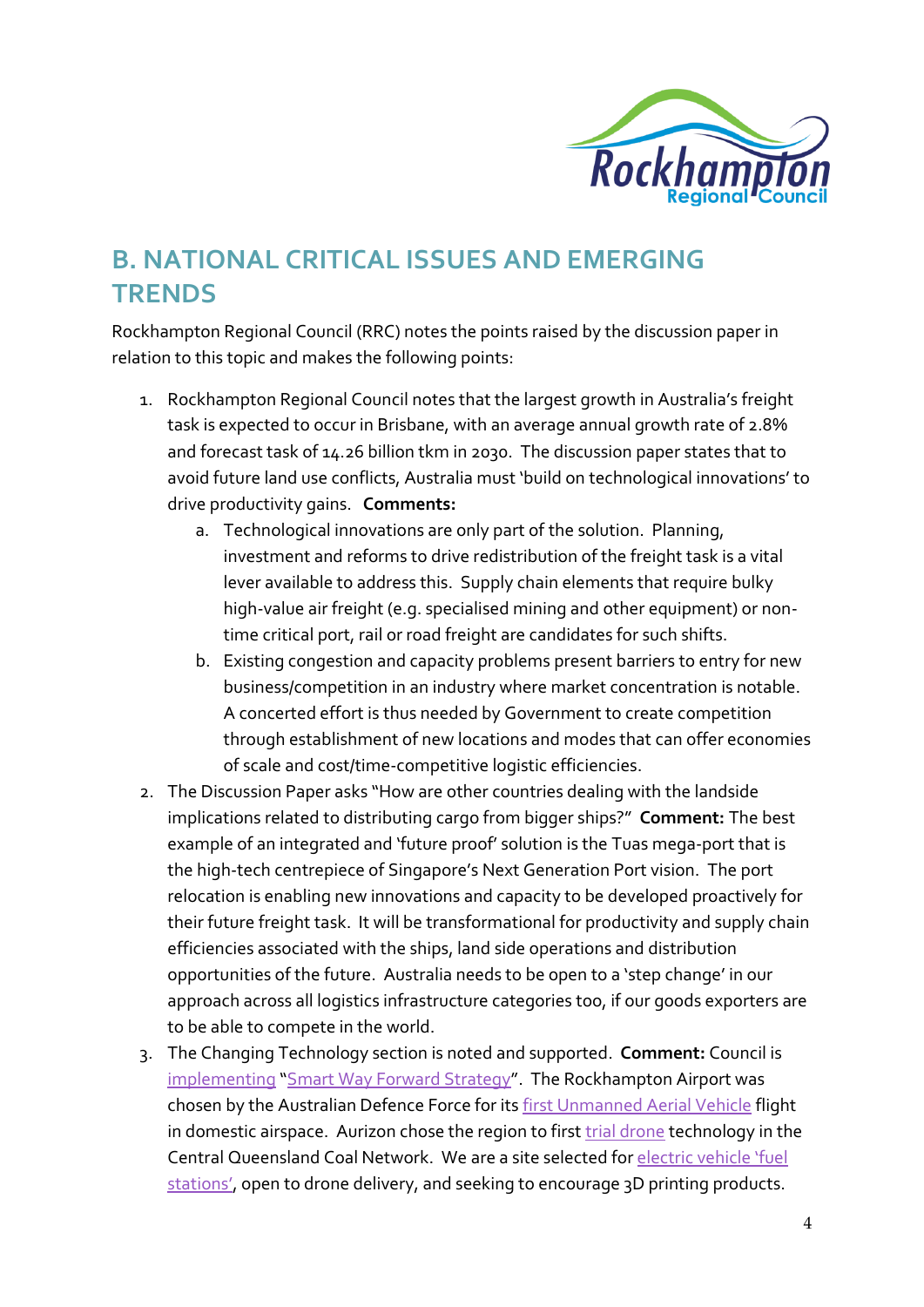## B. NATIONAL CRITICAL ISSUES AND EMERGING TRENDS

Rockhampton Regional Council (RRC) notes the points raised by the discussion paper in relation to this topic and makes the following points:

1. Rockhampton Regional Council notes that the largest growth in Australia's freight task is expected to occur in Brisbane, with an average annual growth rate of 2.8% and forecast task of 14.26 billion tkm in 2030. The discussion paper states that to avoid future land use conflicts, Australia must 'build on technological innovations' to drive productivity gains. **Comments:**
   a. Technological innovations are only part of the solution. Planning, investment and reforms to drive redistribution of the freight task is a vital lever available to address this. Supply chain elements that require bulky high-value air freight (e.g. specialised mining and other equipment) or non-time critical port, rail or road freight are candidates for such shifts.
   b. Existing congestion and capacity problems present barriers to entry for new business/competition in an industry where market concentration is notable. A concerted effort is thus needed by Government to create competition through establishment of new locations and modes that can offer economies of scale and cost/time-competitive logistic efficiencies.
2. The Discussion Paper asks "How are other countries dealing with the landside implications related to distributing cargo from bigger ships?" **Comment:** The best example of an integrated and 'future proof' solution is the Tuas mega-port that is the high-tech centrepiece of Singapore's Next Generation Port vision. The port relocation is enabling new innovations and capacity to be developed proactively for their future freight task. It will be transformational for productivity and supply chain efficiencies associated with the ships, land side operations and distribution opportunities of the future. Australia needs to be open to a 'step change' in our approach across all logistics infrastructure categories too, if our goods exporters are to be able to compete in the world.
3. The Changing Technology section is noted and supported. **Comment:** Council is implementing "Smart Way Forward Strategy". The Rockhampton Airport was chosen by the Australian Defence Force for its first Unmanned Aerial Vehicle flight in domestic airspace. Aurizon chose the region to first trial drone technology in the Central Queensland Coal Network. We are a site selected for electric vehicle 'fuel stations', open to drone delivery, and seeking to encourage 3D printing products.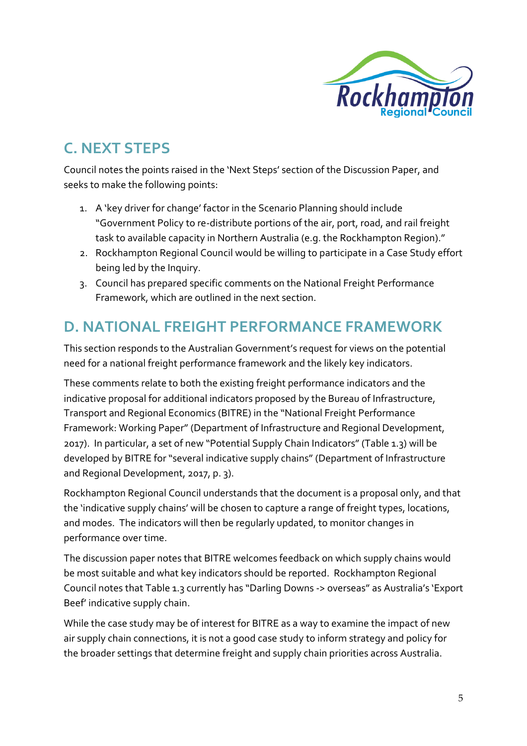## C. NEXT STEPS

Council notes the points raised in the 'Next Steps' section of the Discussion Paper, and seeks to make the following points:

1. A 'key driver for change' factor in the Scenario Planning should include "Government Policy to re-distribute portions of the air, port, road, and rail freight task to available capacity in Northern Australia (e.g. the Rockhampton Region)."
2. Rockhampton Regional Council would be willing to participate in a Case Study effort being led by the Inquiry.
3. Council has prepared specific comments on the National Freight Performance Framework, which are outlined in the next section.

## D. NATIONAL FREIGHT PERFORMANCE FRAMEWORK

This section responds to the Australian Government's request for views on the potential need for a national freight performance framework and the likely key indicators.

These comments relate to both the existing freight performance indicators and the indicative proposal for additional indicators proposed by the Bureau of Infrastructure, Transport and Regional Economics (BITRE) in the "National Freight Performance Framework: Working Paper" (Department of Infrastructure and Regional Development, 2017). In particular, a set of new "Potential Supply Chain Indicators" (Table 1.3) will be developed by BITRE for "several indicative supply chains" (Department of Infrastructure and Regional Development, 2017, p. 3).

Rockhampton Regional Council understands that the document is a proposal only, and that the 'indicative supply chains' will be chosen to capture a range of freight types, locations, and modes. The indicators will then be regularly updated, to monitor changes in performance over time.

The discussion paper notes that BITRE welcomes feedback on which supply chains would be most suitable and what key indicators should be reported. Rockhampton Regional Council notes that Table 1.3 currently has "Darling Downs -> overseas" as Australia's 'Export Beef' indicative supply chain.

While the case study may be of interest for BITRE as a way to examine the impact of new air supply chain connections, it is not a good case study to inform strategy and policy for the broader settings that determine freight and supply chain priorities across Australia.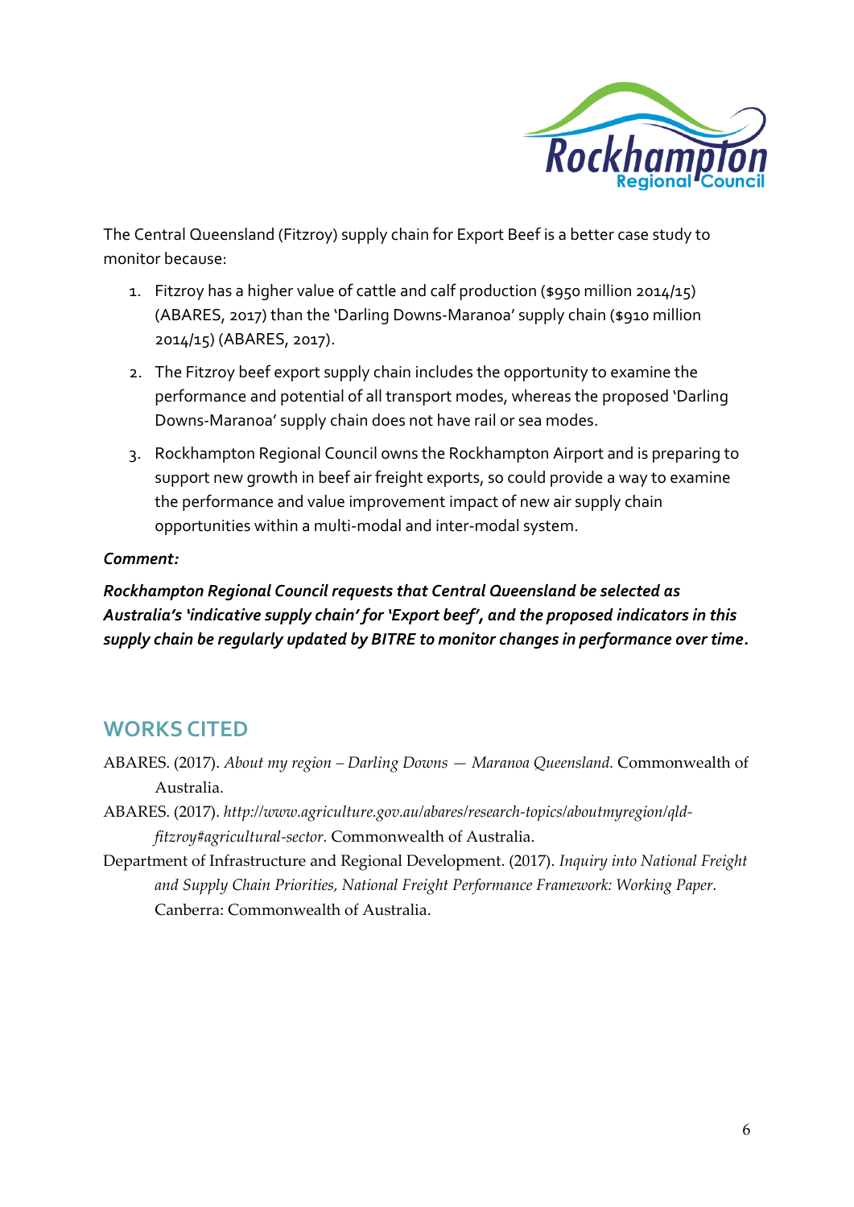The Central Queensland (Fitzroy) supply chain for Export Beef is a better case study to monitor because:

1. Fitzroy has a higher value of cattle and calf production ($950 million 2014/15) (ABARES, 2017) than the 'Darling Downs-Maranoa' supply chain ($910 million 2014/15) (ABARES, 2017).
2. The Fitzroy beef export supply chain includes the opportunity to examine the performance and potential of all transport modes, whereas the proposed 'Darling Downs-Maranoa' supply chain does not have rail or sea modes.
3. Rockhampton Regional Council owns the Rockhampton Airport and is preparing to support new growth in beef air freight exports, so could provide a way to examine the performance and value improvement impact of new air supply chain opportunities within a multi-modal and inter-modal system.

***Comment:***

***Rockhampton Regional Council requests that Central Queensland be selected as Australia's 'indicative supply chain' for 'Export beef', and the proposed indicators in this supply chain be regularly updated by BITRE to monitor changes in performance over time.***

## WORKS CITED

ABARES. (2017). *About my region – Darling Downs — Maranoa Queensland.* Commonwealth of Australia.

ABARES. (2017). *http://www.agriculture.gov.au/abares/research-topics/aboutmyregion/qld-fitzroy#agricultural-sector.* Commonwealth of Australia.

Department of Infrastructure and Regional Development. (2017). *Inquiry into National Freight and Supply Chain Priorities, National Freight Performance Framework: Working Paper.* Canberra: Commonwealth of Australia.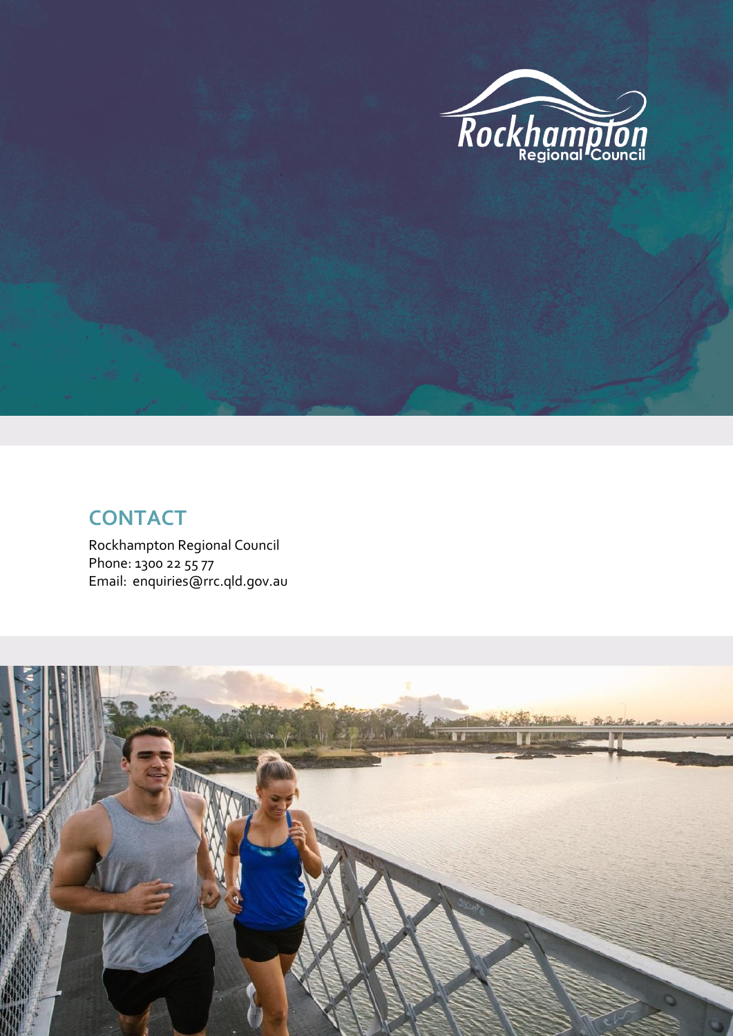## CONTACT

Rockhampton Regional Council
Phone: 1300 22 55 77
Email: enquiries@rrc.qld.gov.au